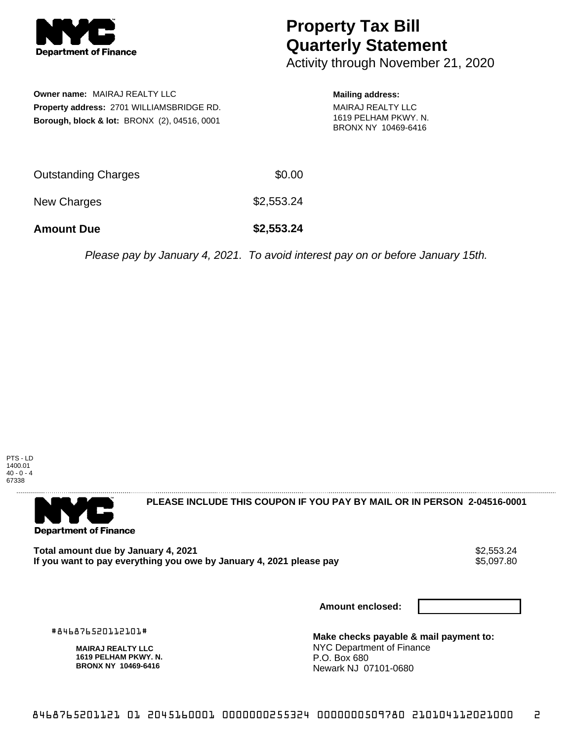NYC Department of Finance

# Property Tax Bill Quarterly Statement

Activity through November 21, 2020

**Owner name:** MAIRAJ REALTY LLC
**Property address:** 2701 WILLIAMSBRIDGE RD.
**Borough, block & lot:** BRONX (2), 04516, 0001

**Mailing address:**
MAIRAJ REALTY LLC
1619 PELHAM PKWY. N.
BRONX NY 10469-6416

| | |
|---|---|
| Outstanding Charges | $0.00 |
| New Charges | $2,553.24 |
| **Amount Due** | **$2,553.24** |

*Please pay by January 4, 2021. To avoid interest pay on or before January 15th.*

PTS - LD
1400.01
40 - 0 - 4
67338

NYC Department of Finance

**PLEASE INCLUDE THIS COUPON IF YOU PAY BY MAIL OR IN PERSON 2-04516-0001**

| | |
|---|---|
| **Total amount due by January 4, 2021** | $2,553.24 |
| **If you want to pay everything you owe by January 4, 2021 please pay** | $5,097.80 |

**Amount enclosed:**

#846876520112101#

**MAIRAJ REALTY LLC**
**1619 PELHAM PKWY. N.**
**BRONX NY 10469-6416**

**Make checks payable & mail payment to:**
NYC Department of Finance
P.O. Box 680
Newark NJ 07101-0680

846876520112101 01 2045160001 0000000255324 0000000509780 210104112021000 2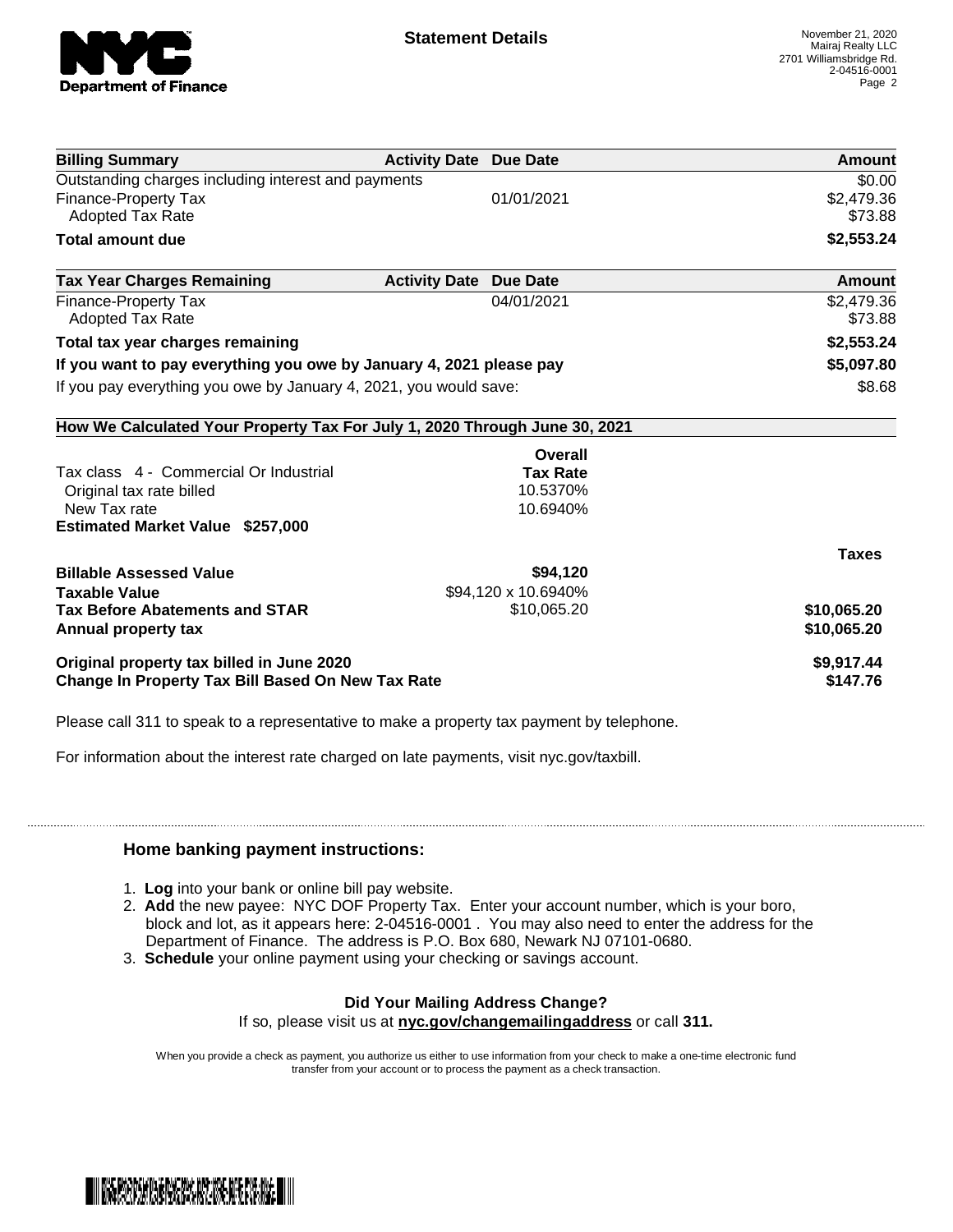# Statement Details

November 21, 2020
Mairaj Realty LLC
2701 Williamsbridge Rd.
2-04516-0001

| Billing Summary | Activity Date | Due Date | Amount |
|---|---|---|---|
| Outstanding charges including interest and payments | | | $0.00 |
| Finance-Property Tax | | 01/01/2021 | $2,479.36 |
| Adopted Tax Rate | | | $73.88 |
| **Total amount due** | | | **$2,553.24** |

| Tax Year Charges Remaining | Activity Date | Due Date | Amount |
|---|---|---|---|
| Finance-Property Tax | | 04/01/2021 | $2,479.36 |
| Adopted Tax Rate | | | $73.88 |
| **Total tax year charges remaining** | | | **$2,553.24** |
| **If you want to pay everything you owe by January 4, 2021 please pay** | | | **$5,097.80** |
| If you pay everything you owe by January 4, 2021, you would save: | | | $8.68 |

**How We Calculated Your Property Tax For July 1, 2020 Through June 30, 2021**

| | Overall Tax Rate | Taxes |
|---|---|---|
| Tax class 4 - Commercial Or Industrial | | |
| Original tax rate billed | 10.5370% | |
| New Tax rate | 10.6940% | |
| **Estimated Market Value $257,000** | | |
| **Billable Assessed Value** | **$94,120** | |
| **Taxable Value** | $94,120 x 10.6940% | |
| **Tax Before Abatements and STAR** | $10,065.20 | **$10,065.20** |
| **Annual property tax** | | **$10,065.20** |
| **Original property tax billed in June 2020** | | **$9,917.44** |
| **Change In Property Tax Bill Based On New Tax Rate** | | **$147.76** |

Please call 311 to speak to a representative to make a property tax payment by telephone.

For information about the interest rate charged on late payments, visit nyc.gov/taxbill.

## Home banking payment instructions:

1. **Log** into your bank or online bill pay website.
2. **Add** the new payee: NYC DOF Property Tax. Enter your account number, which is your boro, block and lot, as it appears here: 2-04516-0001 . You may also need to enter the address for the Department of Finance. The address is P.O. Box 680, Newark NJ 07101-0680.
3. **Schedule** your online payment using your checking or savings account.

**Did Your Mailing Address Change?**

If so, please visit us at **nyc.gov/changemailingaddress** or call **311.**

When you provide a check as payment, you authorize us either to use information from your check to make a one-time electronic fund transfer from your account or to process the payment as a check transaction.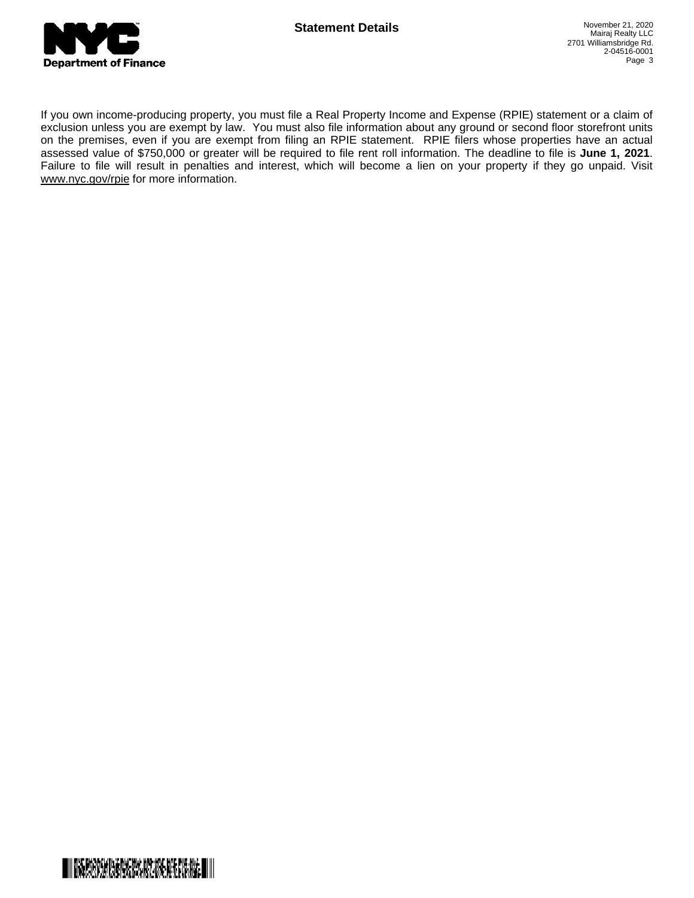If you own income-producing property, you must file a Real Property Income and Expense (RPIE) statement or a claim of exclusion unless you are exempt by law. You must also file information about any ground or second floor storefront units on the premises, even if you are exempt from filing an RPIE statement. RPIE filers whose properties have an actual assessed value of $750,000 or greater will be required to file rent roll information. The deadline to file is **June 1, 2021**. Failure to file will result in penalties and interest, which will become a lien on your property if they go unpaid. Visit www.nyc.gov/rpie for more information.